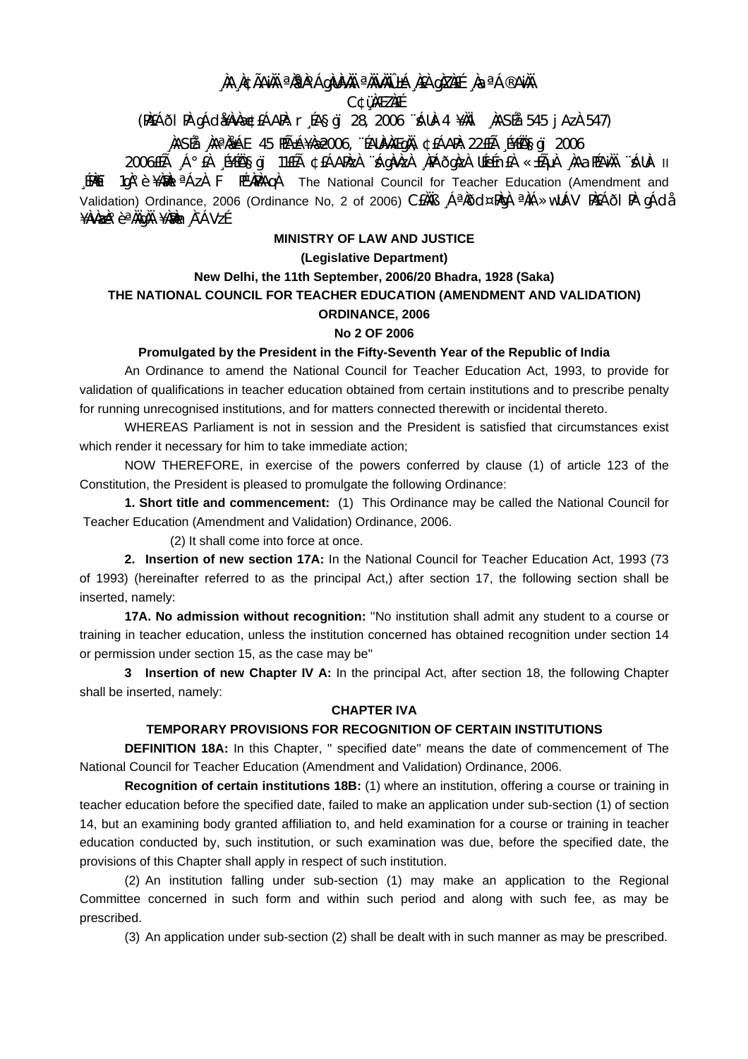¸ÀA¸À¢ÃAiÀÄ ªÀåªÀºÁgÀUÀ¼ÀÄ ªÀÄvÀÄÛ ±Á¸À£À gÀZÀ£É ¸ÀaªÁ®AiÀÄ

C¢ü¸ÀÆZÀ£É

(PÀ£ÁðlPÀ gÁdå¥ÀvÀæ ¢£ÁAPÀ: r¸ÉA§gï 28, 2006 ¨sÁUÀ-4 ¥ÀÄl ¸ÀASÉå 545 jAzÀ 547)

¸ÀASÉå ¸ÀAªÀå±ÁE 45 PÉÃAzÀæ 2006, ¨ÉAUÀ¼ÀÆgÀÄ, ¢£ÁAPÀ 22£Éà ¸É¥ÉÖA§gï 2006

2006£Éà ¸Á°£À ¸É¥ÉÖA§gï 11£Éà ¢£ÁAPÀzÀ ¨sÁgÀvÀzÀ ¸ÀPÁðgÀzÀ UÉeÉmï£À «±ÉõÀ ¸ÀAaPÉAiÀÄ ¨sÁUÀ II ¸ÉPÀë£ï 1gÀ°è ¥ÀæPÀlªÁzÀ F PÉ¼ÀPÀAqÀ The National Council for Teacher Education (Amendment and Validation) Ordinance, 2006 (Ordinance No, 2 of 2006) C£ÀÄß ¸ÁªÀðd¤PÀgÀ ªÀiÁ»wUÁV PÀ£ÁðlPÀ gÁdå ¥ÀvÀæzÀ°è ªÀÄgÀÄ ¥ÀæPÀn¸À¯ÁVzÉ

**MINISTRY OF LAW AND JUSTICE**

**(Legislative Department)**

**New Delhi, the 11th September, 2006/20 Bhadra, 1928 (Saka)**

**THE NATIONAL COUNCIL FOR TEACHER EDUCATION (AMENDMENT AND VALIDATION) ORDINANCE, 2006**

**No 2 OF 2006**

**Promulgated by the President in the Fifty-Seventh Year of the Republic of India**

An Ordinance to amend the National Council for Teacher Education Act, 1993, to provide for validation of qualifications in teacher education obtained from certain institutions and to prescribe penalty for running unrecognised institutions, and for matters connected therewith or incidental thereto.

WHEREAS Parliament is not in session and the President is satisfied that circumstances exist which render it necessary for him to take immediate action;

NOW THEREFORE, in exercise of the powers conferred by clause (1) of article 123 of the Constitution, the President is pleased to promulgate the following Ordinance:

**1. Short title and commencement:** (1) This Ordinance may be called the National Council for Teacher Education (Amendment and Validation) Ordinance, 2006.

(2) It shall come into force at once.

**2. Insertion of new section 17A:** In the National Council for Teacher Education Act, 1993 (73 of 1993) (hereinafter referred to as the principal Act,) after section 17, the following section shall be inserted, namely:

**17A. No admission without recognition:** "No institution shall admit any student to a course or training in teacher education, unless the institution concerned has obtained recognition under section 14 or permission under section 15, as the case may be"

**3 Insertion of new Chapter IV A:** In the principal Act, after section 18, the following Chapter shall be inserted, namely:

**CHAPTER IVA**

**TEMPORARY PROVISIONS FOR RECOGNITION OF CERTAIN INSTITUTIONS**

**DEFINITION 18A:** In this Chapter, " specified date" means the date of commencement of The National Council for Teacher Education (Amendment and Validation) Ordinance, 2006.

**Recognition of certain institutions 18B:** (1) where an institution, offering a course or training in teacher education before the specified date, failed to make an application under sub-section (1) of section 14, but an examining body granted affiliation to, and held examination for a course or training in teacher education conducted by, such institution, or such examination was due, before the specified date, the provisions of this Chapter shall apply in respect of such institution.

(2) An institution falling under sub-section (1) may make an application to the Regional Committee concerned in such form and within such period and along with such fee, as may be prescribed.

(3) An application under sub-section (2) shall be dealt with in such manner as may be prescribed.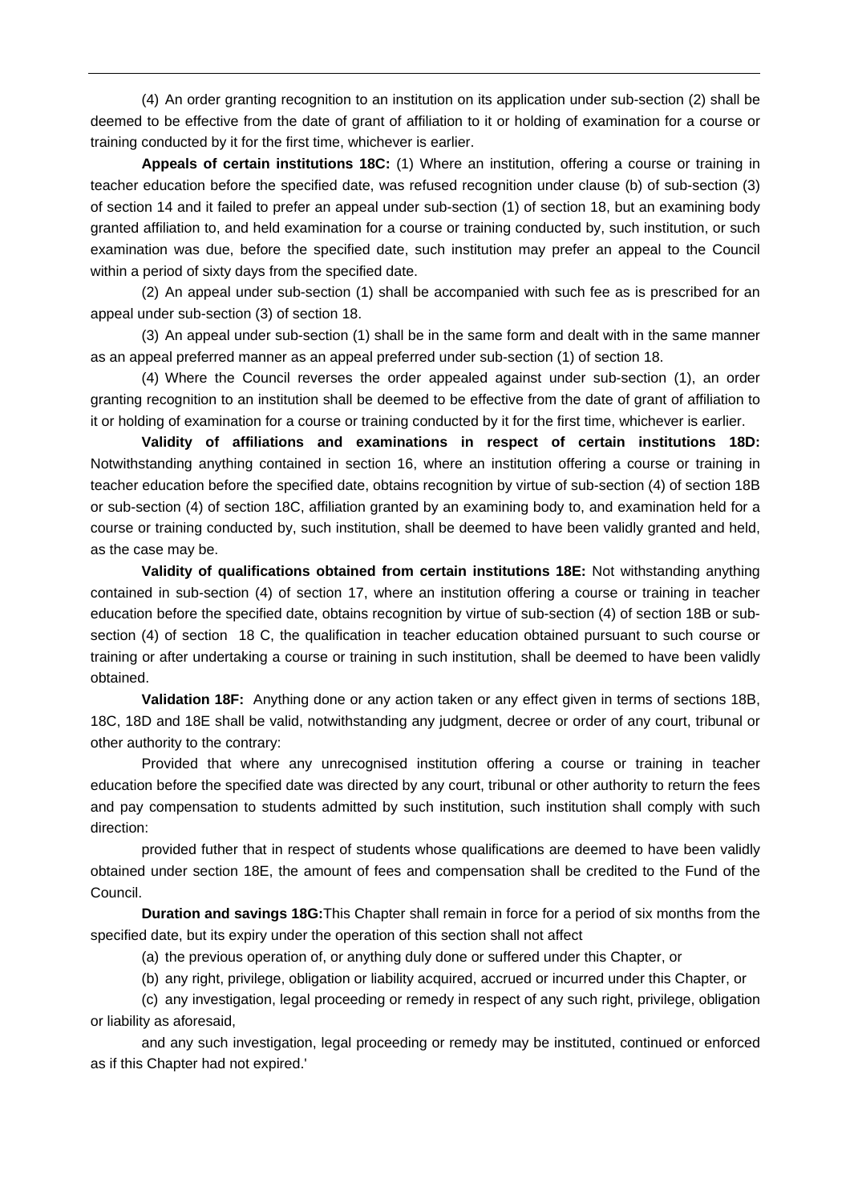(4) An order granting recognition to an institution on its application under sub-section (2) shall be deemed to be effective from the date of grant of affiliation to it or holding of examination for a course or training conducted by it for the first time, whichever is earlier.

**Appeals of certain institutions 18C:** (1) Where an institution, offering a course or training in teacher education before the specified date, was refused recognition under clause (b) of sub-section (3) of section 14 and it failed to prefer an appeal under sub-section (1) of section 18, but an examining body granted affiliation to, and held examination for a course or training conducted by, such institution, or such examination was due, before the specified date, such institution may prefer an appeal to the Council within a period of sixty days from the specified date.

(2) An appeal under sub-section (1) shall be accompanied with such fee as is prescribed for an appeal under sub-section (3) of section 18.

(3) An appeal under sub-section (1) shall be in the same form and dealt with in the same manner as an appeal preferred manner as an appeal preferred under sub-section (1) of section 18.

(4) Where the Council reverses the order appealed against under sub-section (1), an order granting recognition to an institution shall be deemed to be effective from the date of grant of affiliation to it or holding of examination for a course or training conducted by it for the first time, whichever is earlier.

**Validity of affiliations and examinations in respect of certain institutions 18D:** Notwithstanding anything contained in section 16, where an institution offering a course or training in teacher education before the specified date, obtains recognition by virtue of sub-section (4) of section 18B or sub-section (4) of section 18C, affiliation granted by an examining body to, and examination held for a course or training conducted by, such institution, shall be deemed to have been validly granted and held, as the case may be.

**Validity of qualifications obtained from certain institutions 18E:** Not withstanding anything contained in sub-section (4) of section 17, where an institution offering a course or training in teacher education before the specified date, obtains recognition by virtue of sub-section (4) of section 18B or sub-section (4) of section 18 C, the qualification in teacher education obtained pursuant to such course or training or after undertaking a course or training in such institution, shall be deemed to have been validly obtained.

**Validation 18F:** Anything done or any action taken or any effect given in terms of sections 18B, 18C, 18D and 18E shall be valid, notwithstanding any judgment, decree or order of any court, tribunal or other authority to the contrary:

Provided that where any unrecognised institution offering a course or training in teacher education before the specified date was directed by any court, tribunal or other authority to return the fees and pay compensation to students admitted by such institution, such institution shall comply with such direction:

provided futher that in respect of students whose qualifications are deemed to have been validly obtained under section 18E, the amount of fees and compensation shall be credited to the Fund of the Council.

**Duration and savings 18G:**This Chapter shall remain in force for a period of six months from the specified date, but its expiry under the operation of this section shall not affect

(a) the previous operation of, or anything duly done or suffered under this Chapter, or

(b) any right, privilege, obligation or liability acquired, accrued or incurred under this Chapter, or

(c) any investigation, legal proceeding or remedy in respect of any such right, privilege, obligation or liability as aforesaid,

and any such investigation, legal proceeding or remedy may be instituted, continued or enforced as if this Chapter had not expired.'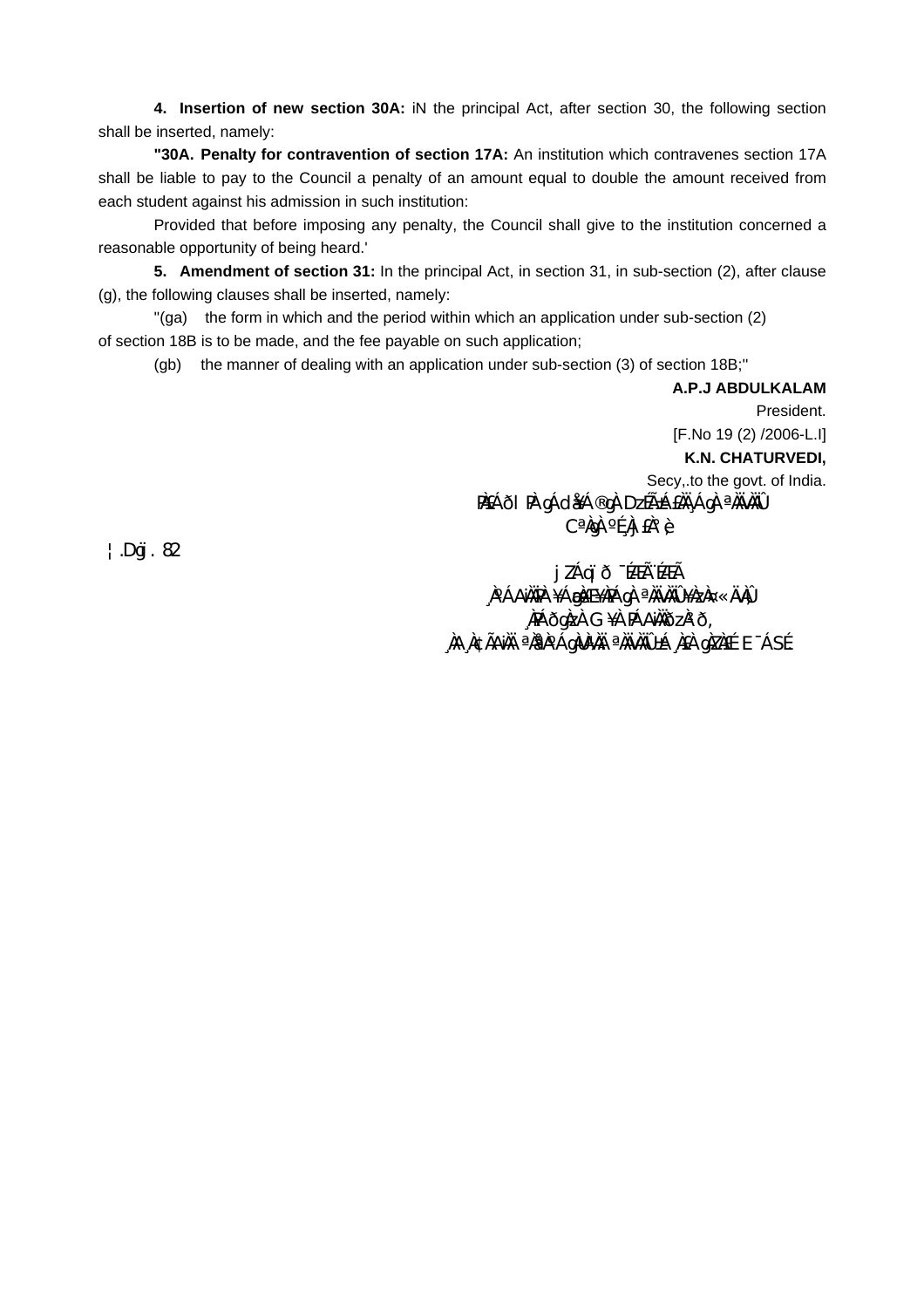**4. Insertion of new section 30A:** iN the principal Act, after section 30, the following section shall be inserted, namely:

**"30A. Penalty for contravention of section 17A:** An institution which contravenes section 17A shall be liable to pay to the Council a penalty of an amount equal to double the amount received from each student against his admission in such institution:

Provided that before imposing any penalty, the Council shall give to the institution concerned a reasonable opportunity of being heard.'

**5. Amendment of section 31:** In the principal Act, in section 31, in sub-section (2), after clause (g), the following clauses shall be inserted, namely:

"(ga) the form in which and the period within which an application under sub-section (2) of section 18B is to be made, and the fee payable on such application;

(gb) the manner of dealing with an application under sub-section (3) of section 18B;"

**A.P.J ABDULKALAM**
President.
[F.No 19 (2) /2006-L.I]
**K.N. CHATURVEDI,**
Secy,.to the govt. of India.

PÀ£ÁðlPÀ gÁdå¥ÀvÀæzÀ DzÉñÁ£ÀÄ¸ÁgÀ ªÀÄÄzÀætÂ¹zÀ
CªÀgÀ ºÉ¸ÀgÀ°è

¦.Dgï. 82

jZÀqïð ¯ÉÆÃ¨ÉÆÃ
¸ÀPÁðgÀzÀ C¢üÃ£À PÁAiÀÄðzÀ²ð
¸ÀA¸À¢ÃAiÀÄ ªÀåªÀºÁgÀUÀ¼ÀÄ ªÀÄvÀÄÛ ±Á¸À£À gÀZÀ£É E¯ÁSÉ